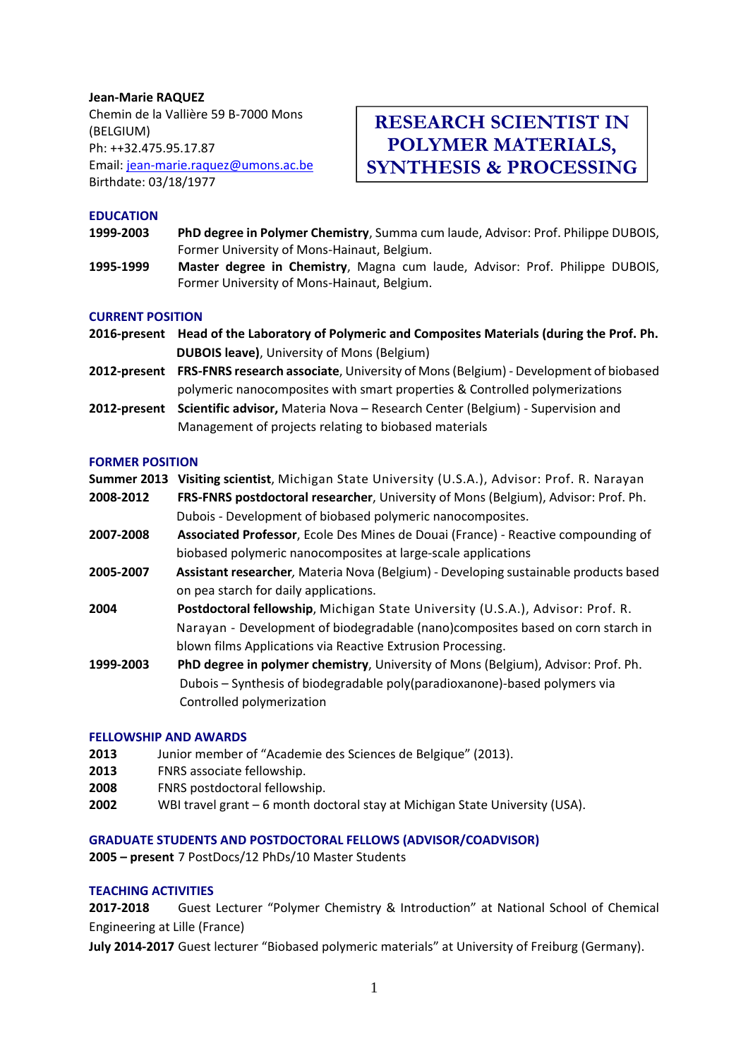**Jean-Marie RAQUEZ**
Chemin de la Vallière 59 B-7000 Mons (BELGIUM)
Ph: ++32.475.95.17.87
Email: jean-marie.raquez@umons.ac.be
Birthdate: 03/18/1977

# RESEARCH SCIENTIST IN POLYMER MATERIALS, SYNTHESIS & PROCESSING

## EDUCATION

**1999-2003** **PhD degree in Polymer Chemistry**, Summa cum laude, Advisor: Prof. Philippe DUBOIS, Former University of Mons-Hainaut, Belgium.

**1995-1999** **Master degree in Chemistry**, Magna cum laude, Advisor: Prof. Philippe DUBOIS, Former University of Mons-Hainaut, Belgium.

## CURRENT POSITION

**2016-present** **Head of the Laboratory of Polymeric and Composites Materials (during the Prof. Ph. DUBOIS leave)**, University of Mons (Belgium)

**2012-present** **FRS-FNRS research associate**, University of Mons (Belgium) - Development of biobased polymeric nanocomposites with smart properties & Controlled polymerizations

**2012-present** **Scientific advisor,** Materia Nova – Research Center (Belgium) - Supervision and Management of projects relating to biobased materials

## FORMER POSITION

**Summer 2013** **Visiting scientist**, Michigan State University (U.S.A.), Advisor: Prof. R. Narayan

**2008-2012** **FRS-FNRS postdoctoral researcher**, University of Mons (Belgium), Advisor: Prof. Ph. Dubois - Development of biobased polymeric nanocomposites.

**2007-2008** **Associated Professor**, Ecole Des Mines de Douai (France) - Reactive compounding of biobased polymeric nanocomposites at large-scale applications

**2005-2007** **Assistant researcher***,* Materia Nova (Belgium) - Developing sustainable products based on pea starch for daily applications.

**2004** **Postdoctoral fellowship**, Michigan State University (U.S.A.), Advisor: Prof. R. Narayan - Development of biodegradable (nano)composites based on corn starch in blown films Applications via Reactive Extrusion Processing.

**1999-2003** **PhD degree in polymer chemistry**, University of Mons (Belgium), Advisor: Prof. Ph. Dubois – Synthesis of biodegradable poly(paradioxanone)-based polymers via Controlled polymerization

## FELLOWSHIP AND AWARDS

**2013** Junior member of "Academie des Sciences de Belgique" (2013).
**2013** FNRS associate fellowship.
**2008** FNRS postdoctoral fellowship.
**2002** WBI travel grant – 6 month doctoral stay at Michigan State University (USA).

## GRADUATE STUDENTS AND POSTDOCTORAL FELLOWS (ADVISOR/COADVISOR)

**2005 – present** 7 PostDocs/12 PhDs/10 Master Students

## TEACHING ACTIVITIES

**2017-2018** Guest Lecturer "Polymer Chemistry & Introduction" at National School of Chemical Engineering at Lille (France)

**July 2014-2017** Guest lecturer "Biobased polymeric materials" at University of Freiburg (Germany).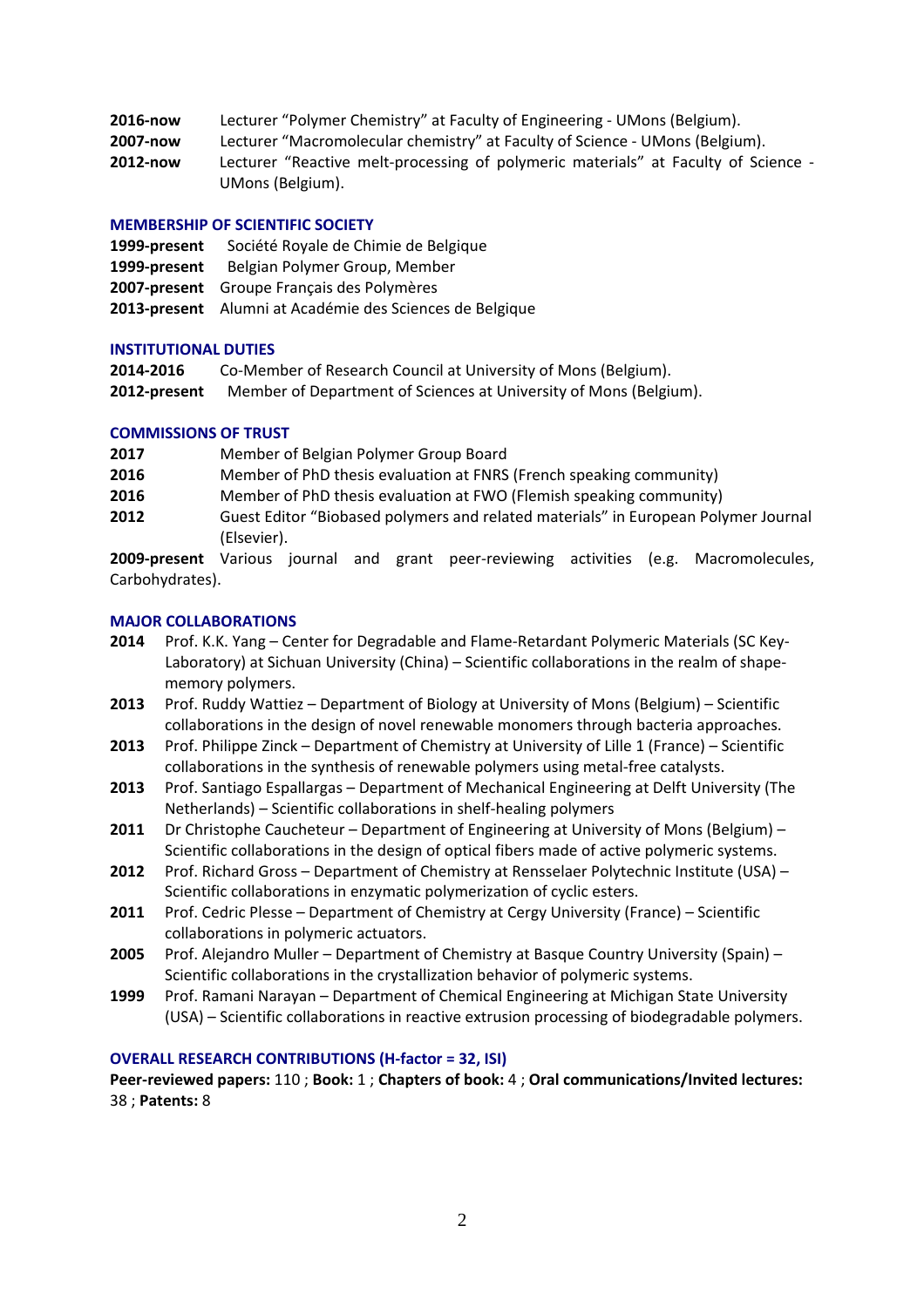**2016-now** Lecturer “Polymer Chemistry” at Faculty of Engineering - UMons (Belgium).

**2007-now** Lecturer “Macromolecular chemistry” at Faculty of Science - UMons (Belgium).

**2012-now** Lecturer “Reactive melt-processing of polymeric materials” at Faculty of Science - UMons (Belgium).

### MEMBERSHIP OF SCIENTIFIC SOCIETY

**1999-present** Société Royale de Chimie de Belgique

**1999-present** Belgian Polymer Group, Member

**2007-present** Groupe Français des Polymères

**2013-present** Alumni at Académie des Sciences de Belgique

### INSTITUTIONAL DUTIES

**2014-2016** Co-Member of Research Council at University of Mons (Belgium).

**2012-present** Member of Department of Sciences at University of Mons (Belgium).

### COMMISSIONS OF TRUST

**2017** Member of Belgian Polymer Group Board

**2016** Member of PhD thesis evaluation at FNRS (French speaking community)

**2016** Member of PhD thesis evaluation at FWO (Flemish speaking community)

**2012** Guest Editor “Biobased polymers and related materials” in European Polymer Journal (Elsevier).

**2009-present** Various journal and grant peer-reviewing activities (e.g. Macromolecules, Carbohydrates).

### MAJOR COLLABORATIONS

**2014** Prof. K.K. Yang – Center for Degradable and Flame-Retardant Polymeric Materials (SC Key-Laboratory) at Sichuan University (China) – Scientific collaborations in the realm of shape-memory polymers.

**2013** Prof. Ruddy Wattiez – Department of Biology at University of Mons (Belgium) – Scientific collaborations in the design of novel renewable monomers through bacteria approaches.

**2013** Prof. Philippe Zinck – Department of Chemistry at University of Lille 1 (France) – Scientific collaborations in the synthesis of renewable polymers using metal-free catalysts.

**2013** Prof. Santiago Espallargas – Department of Mechanical Engineering at Delft University (The Netherlands) – Scientific collaborations in shelf-healing polymers

**2011** Dr Christophe Caucheteur – Department of Engineering at University of Mons (Belgium) – Scientific collaborations in the design of optical fibers made of active polymeric systems.

**2012** Prof. Richard Gross – Department of Chemistry at Rensselaer Polytechnic Institute (USA) – Scientific collaborations in enzymatic polymerization of cyclic esters.

**2011** Prof. Cedric Plesse – Department of Chemistry at Cergy University (France) – Scientific collaborations in polymeric actuators.

**2005** Prof. Alejandro Muller – Department of Chemistry at Basque Country University (Spain) – Scientific collaborations in the crystallization behavior of polymeric systems.

**1999** Prof. Ramani Narayan – Department of Chemical Engineering at Michigan State University (USA) – Scientific collaborations in reactive extrusion processing of biodegradable polymers.

### OVERALL RESEARCH CONTRIBUTIONS (H-factor = 32, ISI)

**Peer-reviewed papers:** 110 ; **Book:** 1 ; **Chapters of book:** 4 ; **Oral communications/Invited lectures:** 38 ; **Patents:** 8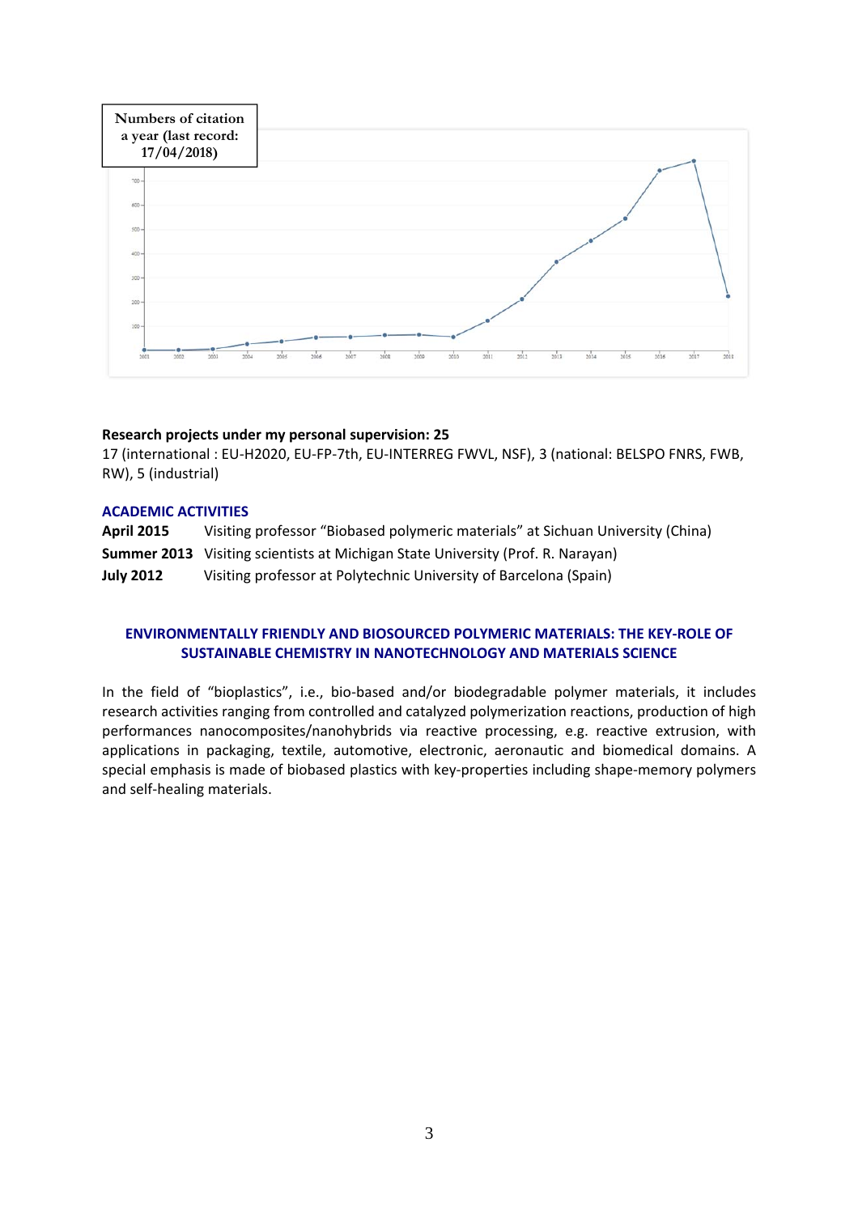Numbers of citation a year (last record: 17/04/2018)

700
600
500
400
300
200
100

2001
2002
2003
2004
2005
2006
2007
2008
2009
2010
2011
2012
2013
2014
2015
2016
2017
2018

**Research projects under my personal supervision: 25**

17 (international : EU-H2020, EU-FP-7th, EU-INTERREG FWVL, NSF), 3 (national: BELSPO FNRS, FWB, RW), 5 (industrial)

## ACADEMIC ACTIVITIES

**April 2015** Visiting professor "Biobased polymeric materials" at Sichuan University (China)

**Summer 2013** Visiting scientists at Michigan State University (Prof. R. Narayan)

**July 2012** Visiting professor at Polytechnic University of Barcelona (Spain)

## ENVIRONMENTALLY FRIENDLY AND BIOSOURCED POLYMERIC MATERIALS: THE KEY-ROLE OF SUSTAINABLE CHEMISTRY IN NANOTECHNOLOGY AND MATERIALS SCIENCE

In the field of "bioplastics", i.e., bio-based and/or biodegradable polymer materials, it includes research activities ranging from controlled and catalyzed polymerization reactions, production of high performances nanocomposites/nanohybrids via reactive processing, e.g. reactive extrusion, with applications in packaging, textile, automotive, electronic, aeronautic and biomedical domains. A special emphasis is made of biobased plastics with key-properties including shape-memory polymers and self-healing materials.